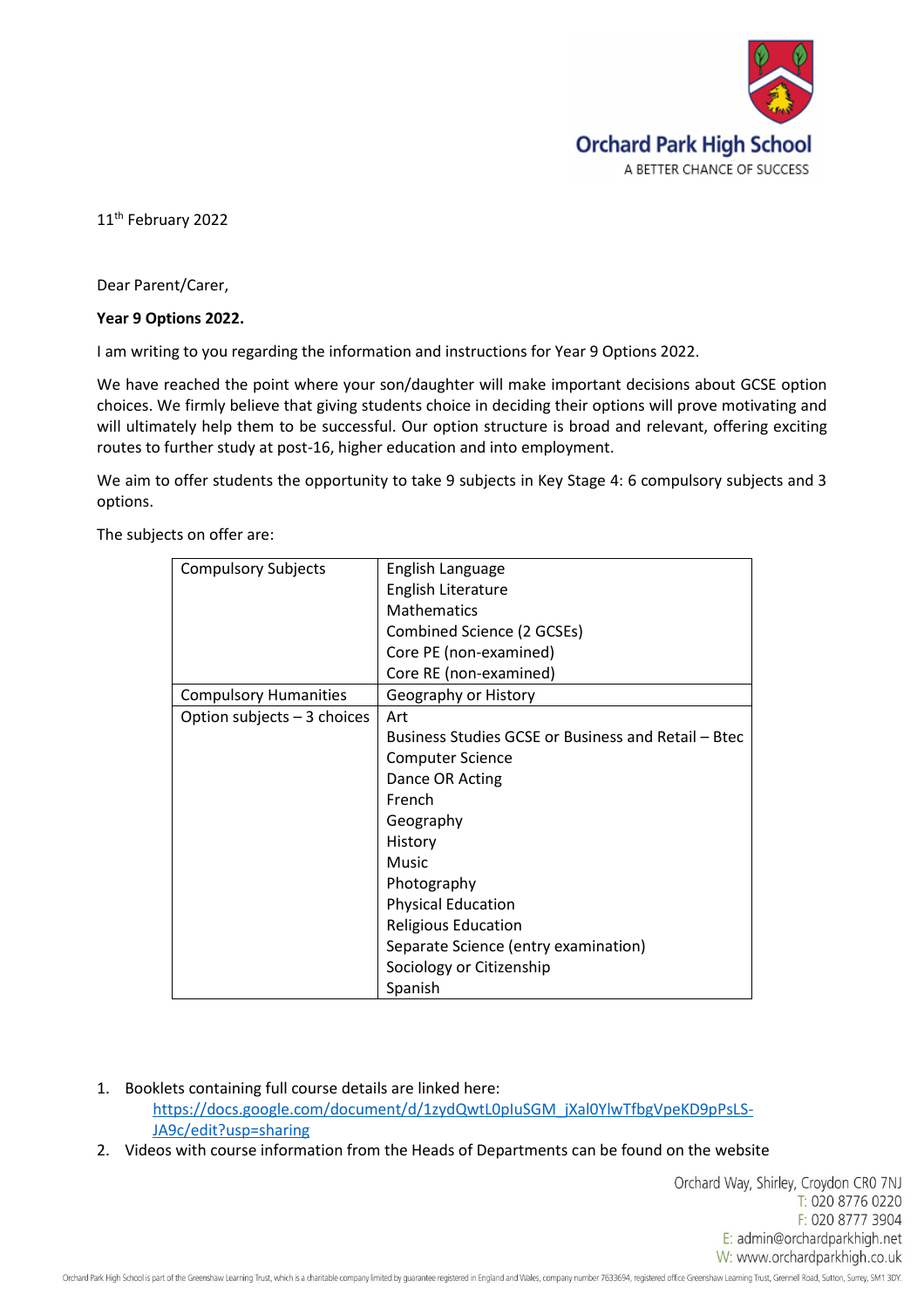Orchard Park High School

A BETTER CHANCE OF SUCCESS

11th February 2022

Dear Parent/Carer,

**Year 9 Options 2022.**

I am writing to you regarding the information and instructions for Year 9 Options 2022.

We have reached the point where your son/daughter will make important decisions about GCSE option choices. We firmly believe that giving students choice in deciding their options will prove motivating and will ultimately help them to be successful. Our option structure is broad and relevant, offering exciting routes to further study at post-16, higher education and into employment.

We aim to offer students the opportunity to take 9 subjects in Key Stage 4: 6 compulsory subjects and 3 options.

The subjects on offer are:

| | |
|---|---|
| Compulsory Subjects | English Language<br>English Literature<br>Mathematics<br>Combined Science (2 GCSEs)<br>Core PE (non-examined)<br>Core RE (non-examined) |
| Compulsory Humanities | Geography or History |
| Option subjects – 3 choices | Art<br>Business Studies GCSE or Business and Retail – Btec<br>Computer Science<br>Dance OR Acting<br>French<br>Geography<br>History<br>Music<br>Photography<br>Physical Education<br>Religious Education<br>Separate Science (entry examination)<br>Sociology or Citizenship<br>Spanish |

1. Booklets containing full course details are linked here: https://docs.google.com/document/d/1zydQwtL0pIuSGM_jXal0YlwTfbgVpeKD9pPsLS-JA9c/edit?usp=sharing
2. Videos with course information from the Heads of Departments can be found on the website

Orchard Way, Shirley, Croydon CR0 7NJ
T: 020 8776 0220
F: 020 8777 3904
E: admin@orchardparkhigh.net
W: www.orchardparkhigh.co.uk

Orchard Park High School is part of the Greenshaw Learning Trust, which is a charitable company limited by guarantee registered in England and Wales, company number 7633694, registered office Greenshaw Learning Trust, Grennell Road, Sutton, Surrey, SM1 3DY.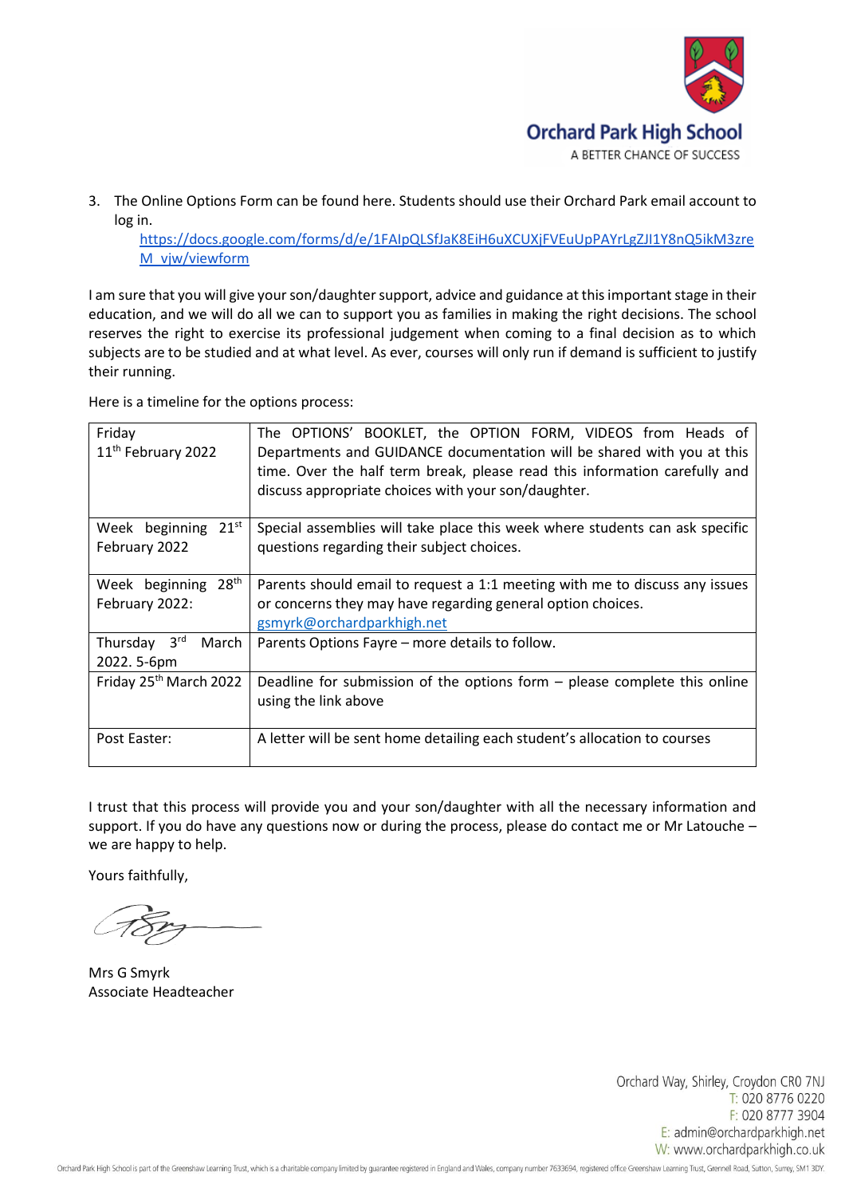3. The Online Options Form can be found here. Students should use their Orchard Park email account to log in.
   https://docs.google.com/forms/d/e/1FAIpQLSfJaK8EiH6uXCUXjFVEuUpPAYrLgZJI1Y8nQ5ikM3zreM_vjw/viewform

I am sure that you will give your son/daughter support, advice and guidance at this important stage in their education, and we will do all we can to support you as families in making the right decisions. The school reserves the right to exercise its professional judgement when coming to a final decision as to which subjects are to be studied and at what level. As ever, courses will only run if demand is sufficient to justify their running.

Here is a timeline for the options process:

| | |
|---|---|
| Friday 11th February 2022 | The OPTIONS' BOOKLET, the OPTION FORM, VIDEOS from Heads of Departments and GUIDANCE documentation will be shared with you at this time. Over the half term break, please read this information carefully and discuss appropriate choices with your son/daughter. |
| Week beginning 21st February 2022 | Special assemblies will take place this week where students can ask specific questions regarding their subject choices. |
| Week beginning 28th February 2022: | Parents should email to request a 1:1 meeting with me to discuss any issues or concerns they may have regarding general option choices. gsmyrk@orchardparkhigh.net |
| Thursday 3rd March 2022. 5-6pm | Parents Options Fayre – more details to follow. |
| Friday 25th March 2022 | Deadline for submission of the options form – please complete this online using the link above |
| Post Easter: | A letter will be sent home detailing each student's allocation to courses |

I trust that this process will provide you and your son/daughter with all the necessary information and support. If you do have any questions now or during the process, please do contact me or Mr Latouche – we are happy to help.

Yours faithfully,

Mrs G Smyrk
Associate Headteacher

Orchard Way, Shirley, Croydon CR0 7NJ
T: 020 8776 0220
F: 020 8777 3904
E: admin@orchardparkhigh.net
W: www.orchardparkhigh.co.uk

Orchard Park High School is part of the Greenshaw Learning Trust, which is a charitable company limited by guarantee registered in England and Wales, company number 7633694, registered office Greenshaw Learning Trust, Grennell Road, Sutton, Surrey, SM1 3DY.